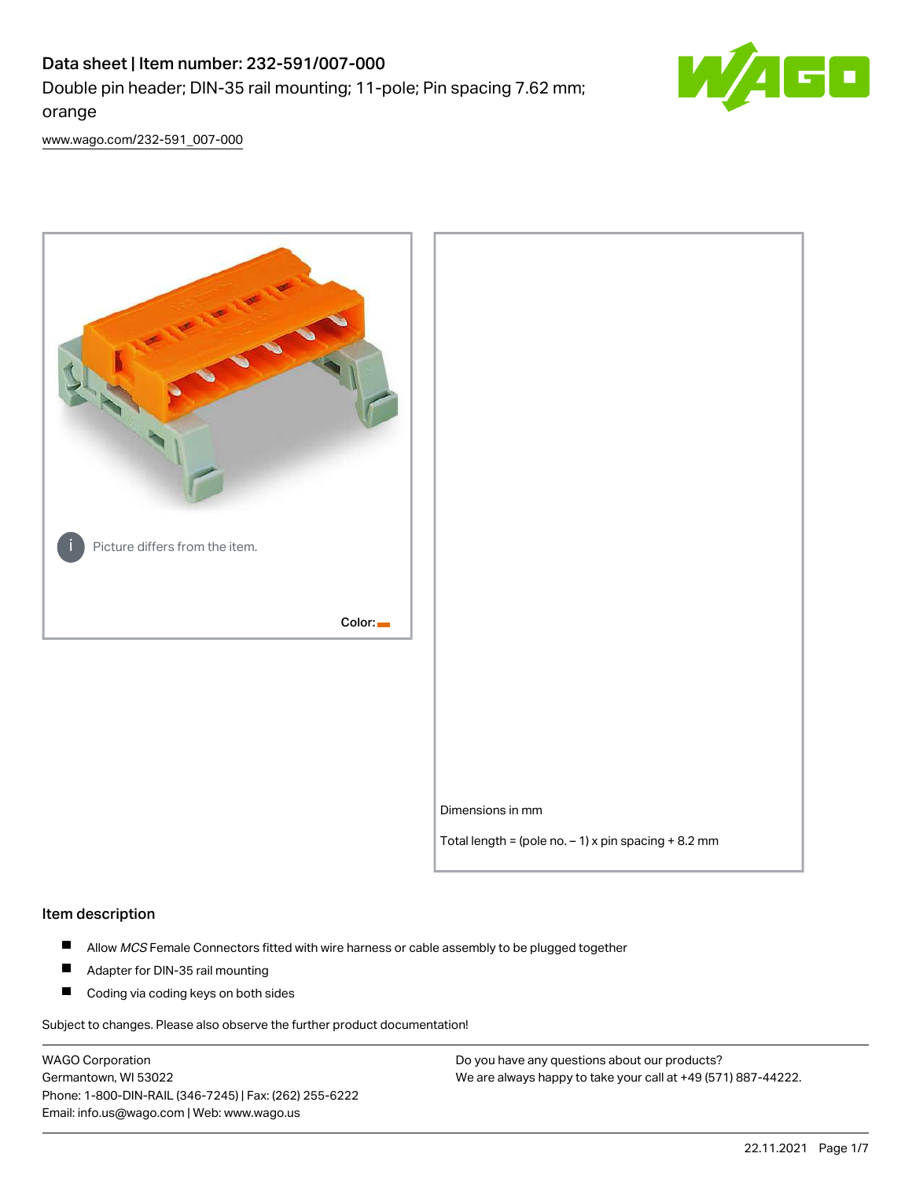# Data sheet | Item number: 232-591/007-000

Double pin header; DIN-35 rail mounting; 11-pole; Pin spacing 7.62 mm; orange

www.wago.com/232-591_007-000

Picture differs from the item.

Color:

Dimensions in mm

Total length = (pole no. – 1) x pin spacing + 8.2 mm

## Item description

- Allow *MCS* Female Connectors fitted with wire harness or cable assembly to be plugged together
- Adapter for DIN-35 rail mounting
- Coding via coding keys on both sides

Subject to changes. Please also observe the further product documentation!

WAGO Corporation
Germantown, WI 53022
Phone: 1-800-DIN-RAIL (346-7245) | Fax: (262) 255-6222
Email: info.us@wago.com | Web: www.wago.us

Do you have any questions about our products?
We are always happy to take your call at +49 (571) 887-44222.

22.11.2021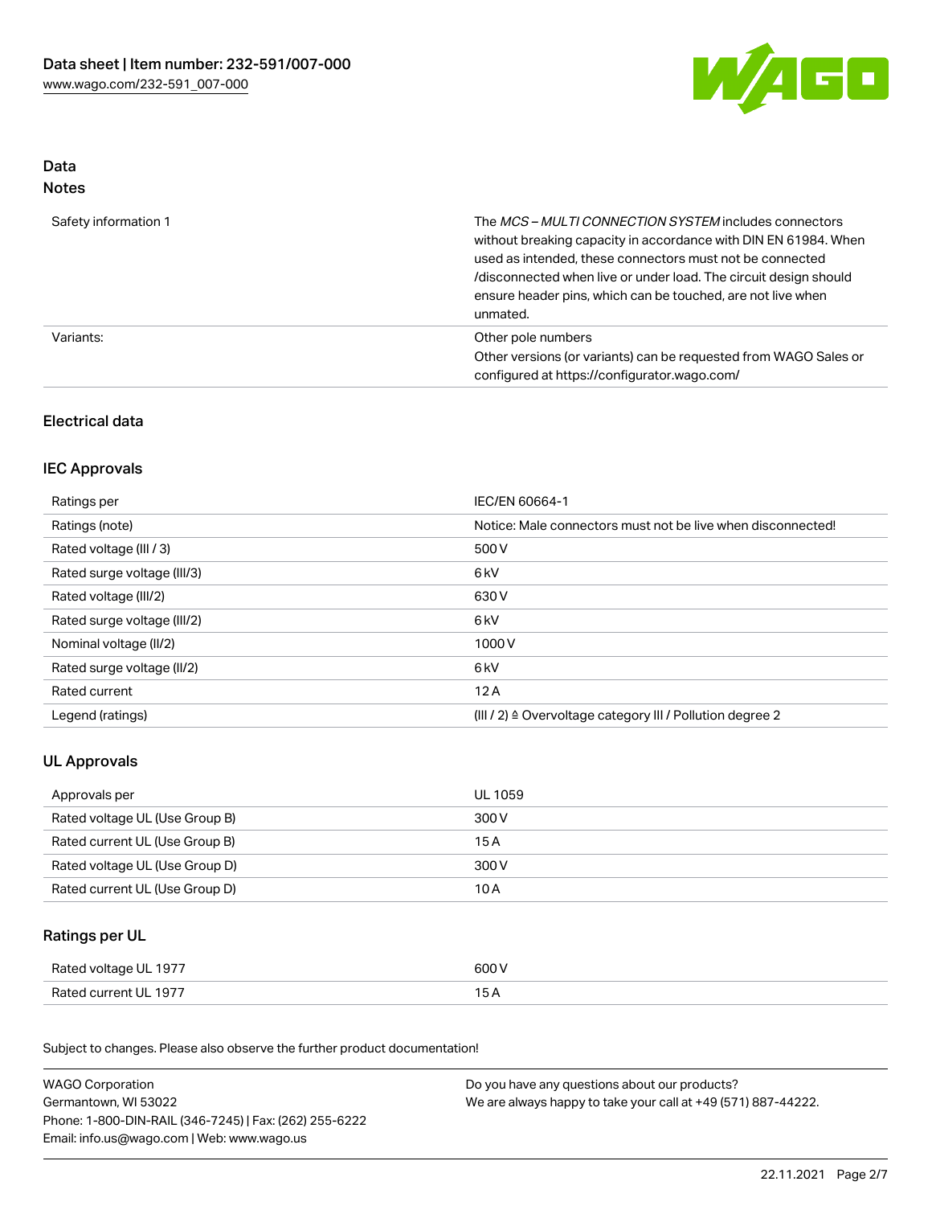## Data
### Notes

| | |
|---|---|
| Safety information 1 | The *MCS – MULTI CONNECTION SYSTEM* includes connectors without breaking capacity in accordance with DIN EN 61984. When used as intended, these connectors must not be connected /disconnected when live or under load. The circuit design should ensure header pins, which can be touched, are not live when unmated. |
| Variants: | Other pole numbers<br>Other versions (or variants) can be requested from WAGO Sales or configured at https://configurator.wago.com/ |

## Electrical data

### IEC Approvals

| | |
|---|---|
| Ratings per | IEC/EN 60664-1 |
| Ratings (note) | Notice: Male connectors must not be live when disconnected! |
| Rated voltage (III / 3) | 500 V |
| Rated surge voltage (III/3) | 6 kV |
| Rated voltage (III/2) | 630 V |
| Rated surge voltage (III/2) | 6 kV |
| Nominal voltage (II/2) | 1000 V |
| Rated surge voltage (II/2) | 6 kV |
| Rated current | 12 A |
| Legend (ratings) | (III / 2) ≙ Overvoltage category III / Pollution degree 2 |

### UL Approvals

| | |
|---|---|
| Approvals per | UL 1059 |
| Rated voltage UL (Use Group B) | 300 V |
| Rated current UL (Use Group B) | 15 A |
| Rated voltage UL (Use Group D) | 300 V |
| Rated current UL (Use Group D) | 10 A |

### Ratings per UL

| | |
|---|---|
| Rated voltage UL 1977 | 600 V |
| Rated current UL 1977 | 15 A |

Subject to changes. Please also observe the further product documentation!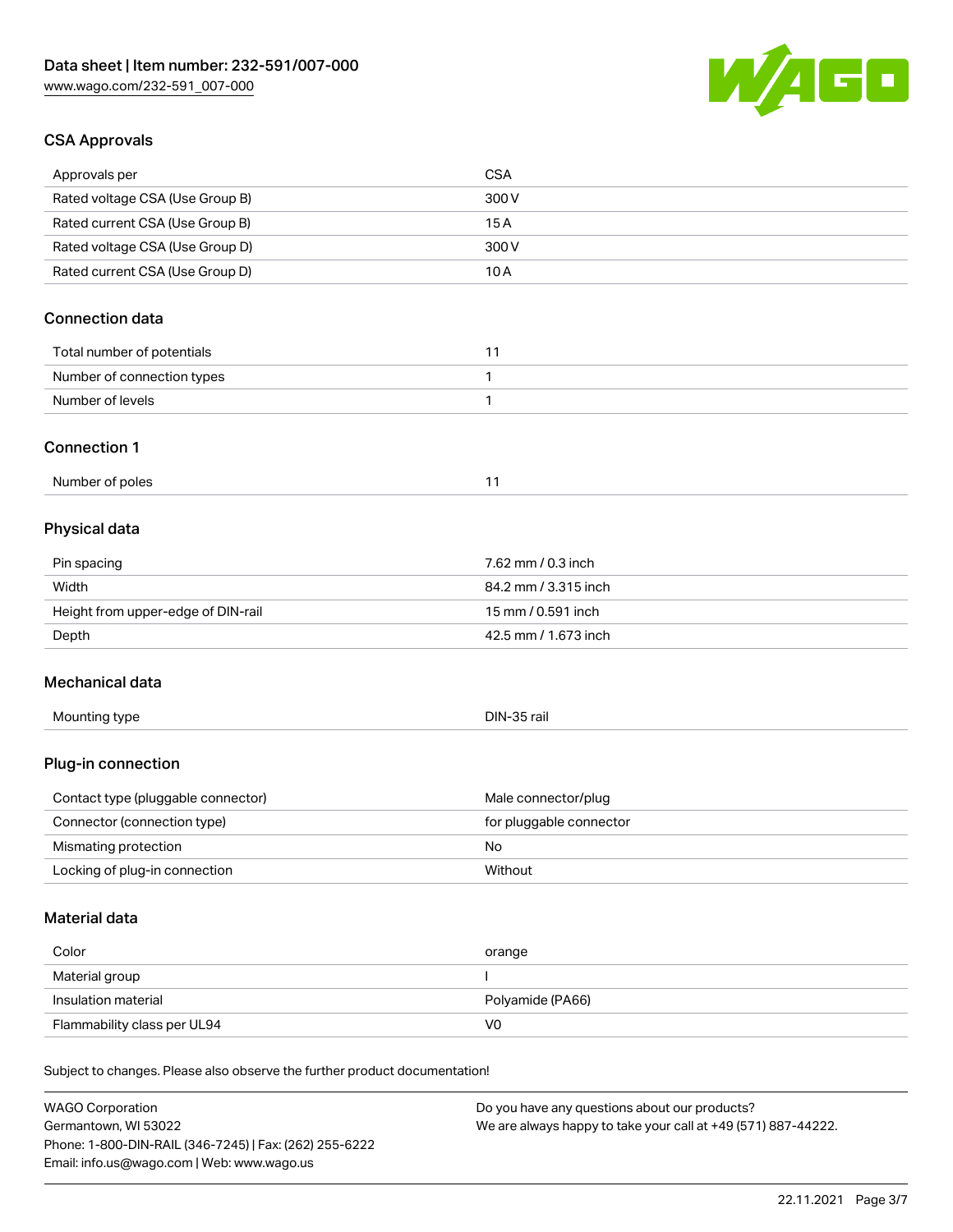## CSA Approvals

| | |
|---|---|
| Approvals per | CSA |
| Rated voltage CSA (Use Group B) | 300 V |
| Rated current CSA (Use Group B) | 15 A |
| Rated voltage CSA (Use Group D) | 300 V |
| Rated current CSA (Use Group D) | 10 A |

## Connection data

| | |
|---|---|
| Total number of potentials | 11 |
| Number of connection types | 1 |
| Number of levels | 1 |

## Connection 1

| | |
|---|---|
| Number of poles | 11 |

## Physical data

| | |
|---|---|
| Pin spacing | 7.62 mm / 0.3 inch |
| Width | 84.2 mm / 3.315 inch |
| Height from upper-edge of DIN-rail | 15 mm / 0.591 inch |
| Depth | 42.5 mm / 1.673 inch |

## Mechanical data

| | |
|---|---|
| Mounting type | DIN-35 rail |

## Plug-in connection

| | |
|---|---|
| Contact type (pluggable connector) | Male connector/plug |
| Connector (connection type) | for pluggable connector |
| Mismating protection | No |
| Locking of plug-in connection | Without |

## Material data

| | |
|---|---|
| Color | orange |
| Material group | I |
| Insulation material | Polyamide (PA66) |
| Flammability class per UL94 | V0 |

Subject to changes. Please also observe the further product documentation!

WAGO Corporation
Germantown, WI 53022
Phone: 1-800-DIN-RAIL (346-7245) | Fax: (262) 255-6222
Email: info.us@wago.com | Web: www.wago.us

Do you have any questions about our products?
We are always happy to take your call at +49 (571) 887-44222.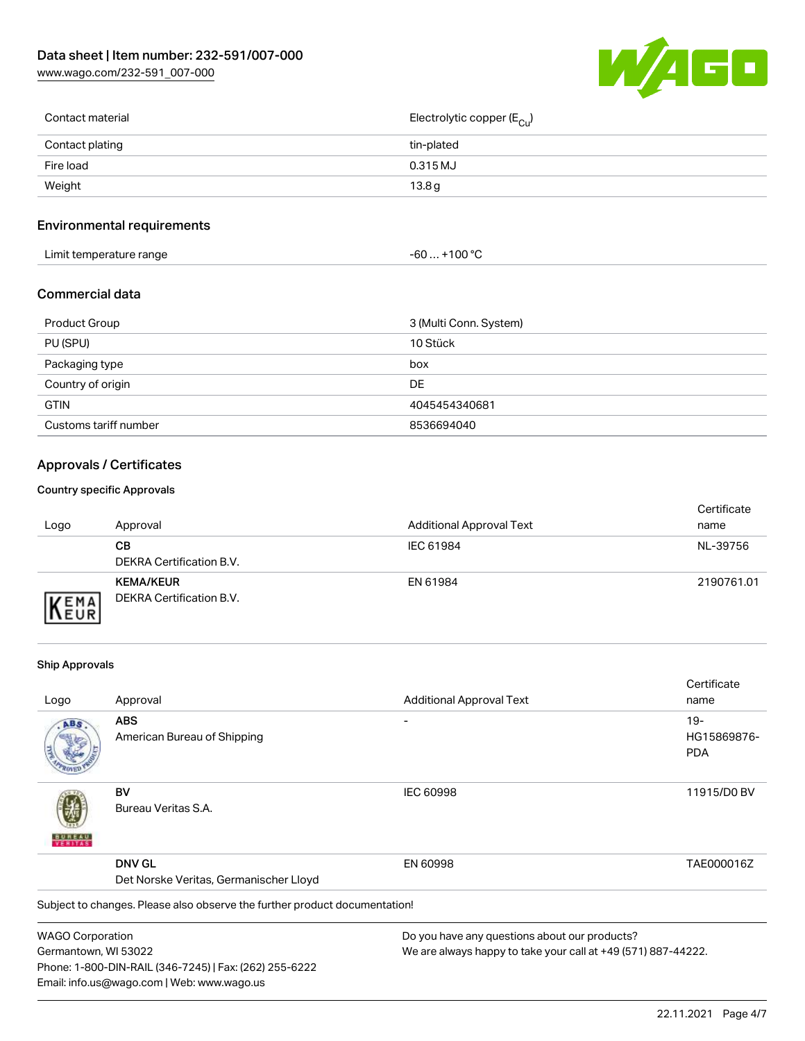| | |
|---|---|
| Contact material | Electrolytic copper ($E_{Cu}$) |
| Contact plating | tin-plated |
| Fire load | 0.315 MJ |
| Weight | 13.8 g |

## Environmental requirements

| | |
|---|---|
| Limit temperature range | -60 … +100 °C |

## Commercial data

| | |
|---|---|
| Product Group | 3 (Multi Conn. System) |
| PU (SPU) | 10 Stück |
| Packaging type | box |
| Country of origin | DE |
| GTIN | 4045454340681 |
| Customs tariff number | 8536694040 |

## Approvals / Certificates

### Country specific Approvals

| Logo | Approval | Additional Approval Text | Certificate name |
|---|---|---|---|
| | **CB** DEKRA Certification B.V. | IEC 61984 | NL-39756 |
| | **KEMA/KEUR** DEKRA Certification B.V. | EN 61984 | 2190761.01 |

### Ship Approvals

| Logo | Approval | Additional Approval Text | Certificate name |
|---|---|---|---|
| | **ABS** American Bureau of Shipping | - | 19-HG15869876-PDA |
| | **BV** Bureau Veritas S.A. | IEC 60998 | 11915/D0 BV |
| | **DNV GL** Det Norske Veritas, Germanischer Lloyd | EN 60998 | TAE000016Z |

Subject to changes. Please also observe the further product documentation!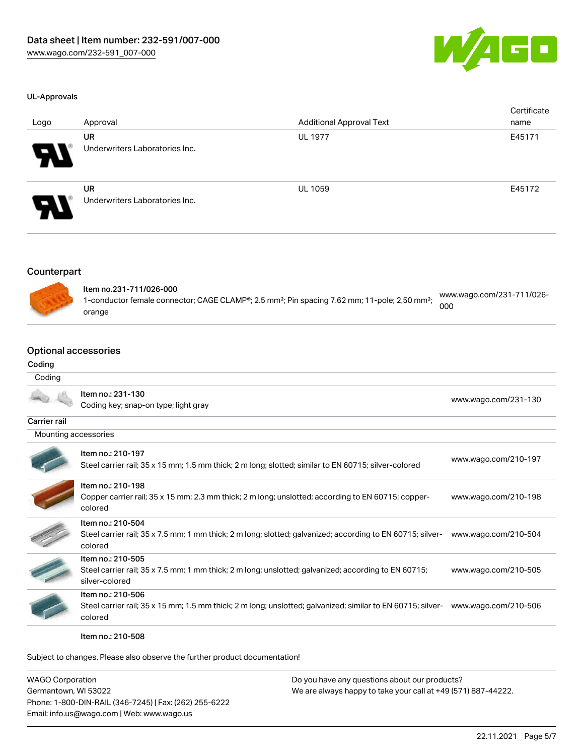### UL-Approvals

| Logo | Approval | Additional Approval Text | Certificate name |
|---|---|---|---|
| | **UR** Underwriters Laboratories Inc. | UL 1977 | E45171 |
| | **UR** Underwriters Laboratories Inc. | UL 1059 | E45172 |

## Counterpart

| | | |
|---|---|---|
| | Item no.231-711/026-000<br>1-conductor female connector; CAGE CLAMP®; 2.5 mm²; Pin spacing 7.62 mm; 11-pole; 2,50 mm²; orange | www.wago.com/231-711/026-000 |

## Optional accessories

### Coding

| Coding | | |
|---|---|---|
| | Item no.: 231-130<br>Coding key; snap-on type; light gray | www.wago.com/231-130 |

### Carrier rail

| Mounting accessories | | |
|---|---|---|
| | Item no.: 210-197<br>Steel carrier rail; 35 x 15 mm; 1.5 mm thick; 2 m long; slotted; similar to EN 60715; silver-colored | www.wago.com/210-197 |
| | Item no.: 210-198<br>Copper carrier rail; 35 x 15 mm; 2.3 mm thick; 2 m long; unslotted; according to EN 60715; copper-colored | www.wago.com/210-198 |
| | Item no.: 210-504<br>Steel carrier rail; 35 x 7.5 mm; 1 mm thick; 2 m long; slotted; galvanized; according to EN 60715; silver-colored | www.wago.com/210-504 |
| | Item no.: 210-505<br>Steel carrier rail; 35 x 7.5 mm; 1 mm thick; 2 m long; unslotted; galvanized; according to EN 60715; silver-colored | www.wago.com/210-505 |
| | Item no.: 210-506<br>Steel carrier rail; 35 x 15 mm; 1.5 mm thick; 2 m long; unslotted; galvanized; similar to EN 60715; silver-colored | www.wago.com/210-506 |
| | Item no.: 210-508 | |

Subject to changes. Please also observe the further product documentation!

WAGO Corporation
Germantown, WI 53022
Phone: 1-800-DIN-RAIL (346-7245) | Fax: (262) 255-6222
Email: info.us@wago.com | Web: www.wago.us

Do you have any questions about our products?
We are always happy to take your call at +49 (571) 887-44222.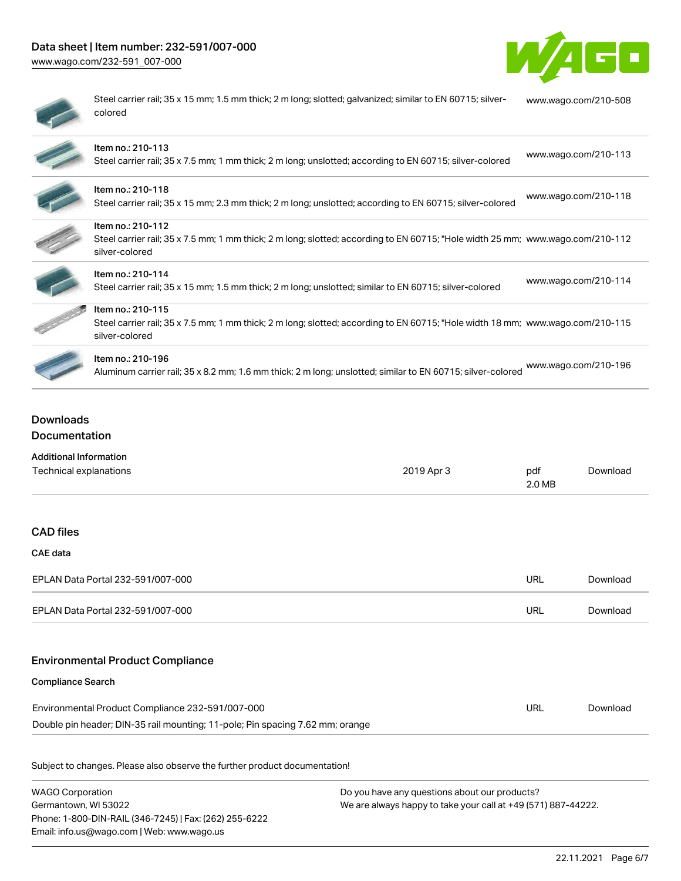| | |
|---|---|
| Steel carrier rail; 35 x 15 mm; 1.5 mm thick; 2 m long; slotted; galvanized; similar to EN 60715; silver-colored | www.wago.com/210-508 |
| Item no.: 210-113<br>Steel carrier rail; 35 x 7.5 mm; 1 mm thick; 2 m long; unslotted; according to EN 60715; silver-colored | www.wago.com/210-113 |
| Item no.: 210-118<br>Steel carrier rail; 35 x 15 mm; 2.3 mm thick; 2 m long; unslotted; according to EN 60715; silver-colored | www.wago.com/210-118 |
| Item no.: 210-112<br>Steel carrier rail; 35 x 7.5 mm; 1 mm thick; 2 m long; slotted; according to EN 60715; "Hole width 25 mm; silver-colored | www.wago.com/210-112 |
| Item no.: 210-114<br>Steel carrier rail; 35 x 15 mm; 1.5 mm thick; 2 m long; unslotted; similar to EN 60715; silver-colored | www.wago.com/210-114 |
| Item no.: 210-115<br>Steel carrier rail; 35 x 7.5 mm; 1 mm thick; 2 m long; slotted; according to EN 60715; "Hole width 18 mm; silver-colored | www.wago.com/210-115 |
| Item no.: 210-196<br>Aluminum carrier rail; 35 x 8.2 mm; 1.6 mm thick; 2 m long; unslotted; similar to EN 60715; silver-colored | www.wago.com/210-196 |

## Downloads

### Documentation

**Additional Information**

| | | | |
|---|---|---|---|
| Technical explanations | 2019 Apr 3 | pdf<br>2.0 MB | Download |

### CAD files

**CAE data**

| | | |
|---|---|---|
| EPLAN Data Portal 232-591/007-000 | URL | Download |
| EPLAN Data Portal 232-591/007-000 | URL | Download |

### Environmental Product Compliance

**Compliance Search**

| | | |
|---|---|---|
| Environmental Product Compliance 232-591/007-000<br>Double pin header; DIN-35 rail mounting; 11-pole; Pin spacing 7.62 mm; orange | URL | Download |

Subject to changes. Please also observe the further product documentation!

WAGO Corporation
Germantown, WI 53022
Phone: 1-800-DIN-RAIL (346-7245) | Fax: (262) 255-6222
Email: info.us@wago.com | Web: www.wago.us

Do you have any questions about our products?
We are always happy to take your call at +49 (571) 887-44222.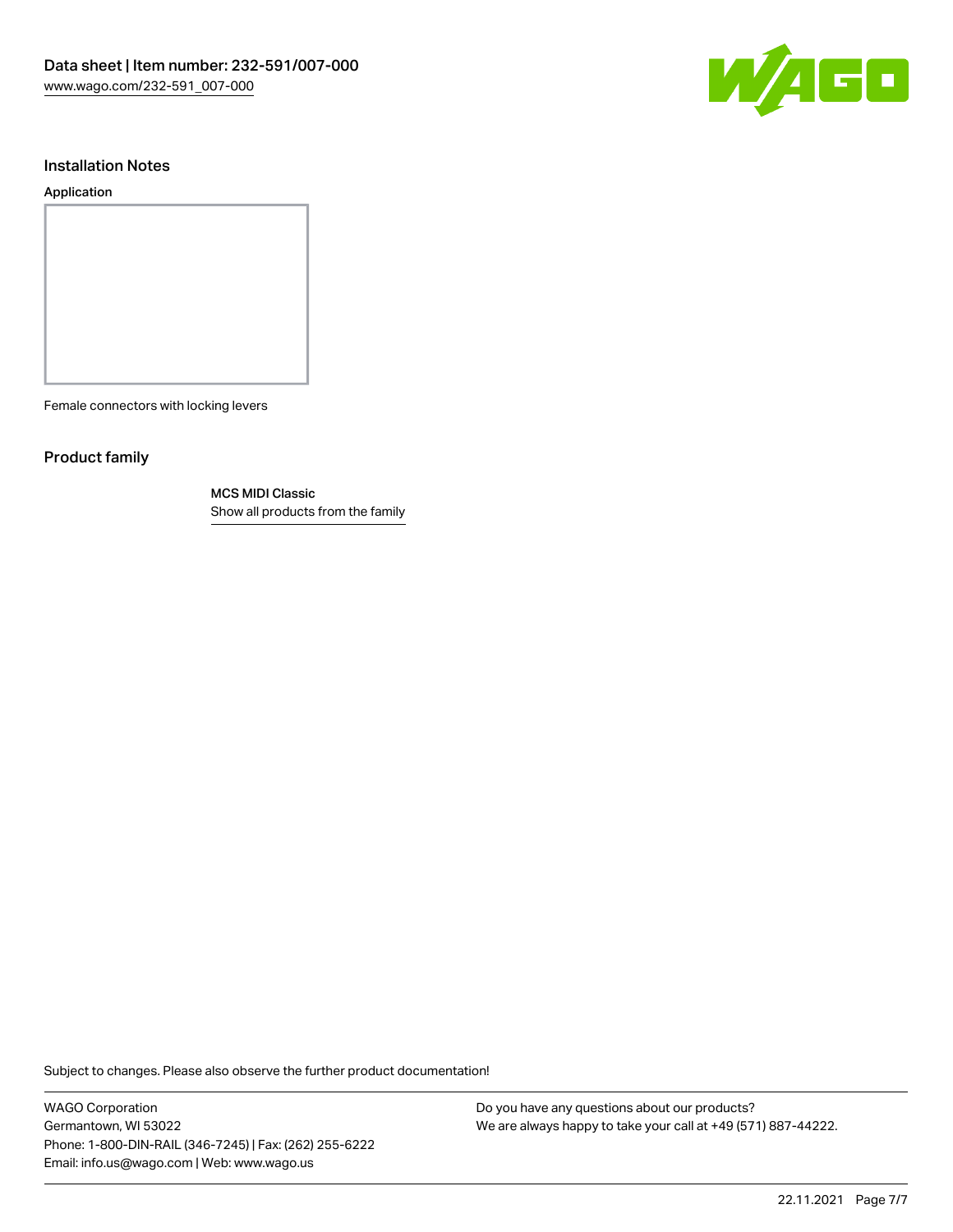## Installation Notes

### Application

Female connectors with locking levers

## Product family

MCS MIDI Classic
Show all products from the family

Subject to changes. Please also observe the further product documentation!

WAGO Corporation
Germantown, WI 53022
Phone: 1-800-DIN-RAIL (346-7245) | Fax: (262) 255-6222
Email: info.us@wago.com | Web: www.wago.us

Do you have any questions about our products?
We are always happy to take your call at +49 (571) 887-44222.